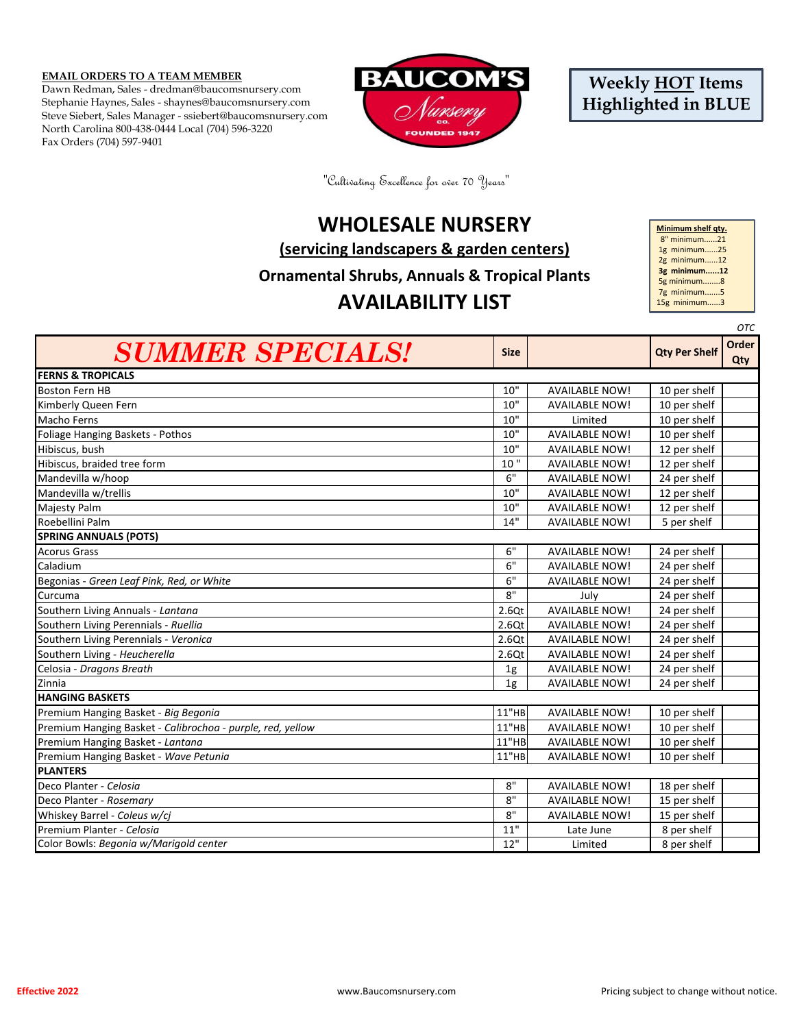**EMAIL ORDERS TO A TEAM MEMBER**
Dawn Redman, Sales - dredman@baucomsnursery.com
Stephanie Haynes, Sales - shaynes@baucomsnursery.com
Steve Siebert, Sales Manager - ssiebert@baucomsnursery.com
North Carolina 800-438-0444 Local (704) 596-3220
Fax Orders (704) 597-9401

BAUCOM'S Nursery Co. FOUNDED 1947

**Weekly HOT Items Highlighted in BLUE**

"Cultivating Excellence for over 70 Years"

# WHOLESALE NURSERY

## (servicing landscapers & garden centers)

### Ornamental Shrubs, Annuals & Tropical Plants

# AVAILABILITY LIST

**Minimum shelf qty.**
8" minimum......21
1g minimum......25
2g minimum......12
**3g minimum......12**
5g minimum........8
7g minimum.......5
15g minimum......3

*OTC*

| *SUMMER SPECIALS!* | Size | | Qty Per Shelf | Order Qty |
|---|---|---|---|---|
| **FERNS & TROPICALS** | | | | |
| Boston Fern HB | 10" | AVAILABLE NOW! | 10 per shelf | |
| Kimberly Queen Fern | 10" | AVAILABLE NOW! | 10 per shelf | |
| Macho Ferns | 10" | Limited | 10 per shelf | |
| Foliage Hanging Baskets - Pothos | 10" | AVAILABLE NOW! | 10 per shelf | |
| Hibiscus, bush | 10" | AVAILABLE NOW! | 12 per shelf | |
| Hibiscus, braided tree form | 10 " | AVAILABLE NOW! | 12 per shelf | |
| Mandevilla w/hoop | 6" | AVAILABLE NOW! | 24 per shelf | |
| Mandevilla w/trellis | 10" | AVAILABLE NOW! | 12 per shelf | |
| Majesty Palm | 10" | AVAILABLE NOW! | 12 per shelf | |
| Roebellini Palm | 14" | AVAILABLE NOW! | 5 per shelf | |
| **SPRING ANNUALS (POTS)** | | | | |
| Acorus Grass | 6" | AVAILABLE NOW! | 24 per shelf | |
| Caladium | 6" | AVAILABLE NOW! | 24 per shelf | |
| Begonias - *Green Leaf Pink, Red, or White* | 6" | AVAILABLE NOW! | 24 per shelf | |
| Curcuma | 8" | July | 24 per shelf | |
| Southern Living Annuals - *Lantana* | 2.6Qt | AVAILABLE NOW! | 24 per shelf | |
| Southern Living Perennials - *Ruellia* | 2.6Qt | AVAILABLE NOW! | 24 per shelf | |
| Southern Living Perennials - *Veronica* | 2.6Qt | AVAILABLE NOW! | 24 per shelf | |
| Southern Living - *Heucherella* | 2.6Qt | AVAILABLE NOW! | 24 per shelf | |
| Celosia - *Dragons Breath* | 1g | AVAILABLE NOW! | 24 per shelf | |
| Zinnia | 1g | AVAILABLE NOW! | 24 per shelf | |
| **HANGING BASKETS** | | | | |
| Premium Hanging Basket - *Big Begonia* | 11"HB | AVAILABLE NOW! | 10 per shelf | |
| Premium Hanging Basket - *Calibrochoa - purple, red, yellow* | 11"HB | AVAILABLE NOW! | 10 per shelf | |
| Premium Hanging Basket - *Lantana* | 11"HB | AVAILABLE NOW! | 10 per shelf | |
| Premium Hanging Basket - *Wave Petunia* | 11"HB | AVAILABLE NOW! | 10 per shelf | |
| **PLANTERS** | | | | |
| Deco Planter - *Celosia* | 8" | AVAILABLE NOW! | 18 per shelf | |
| Deco Planter - *Rosemary* | 8" | AVAILABLE NOW! | 15 per shelf | |
| Whiskey Barrel - *Coleus w/cj* | 8" | AVAILABLE NOW! | 15 per shelf | |
| Premium Planter - *Celosia* | 11" | Late June | 8 per shelf | |
| Color Bowls: *Begonia w/Marigold center* | 12" | Limited | 8 per shelf | |

Effective 2022 | www.Baucomsnursery.com | Pricing subject to change without notice.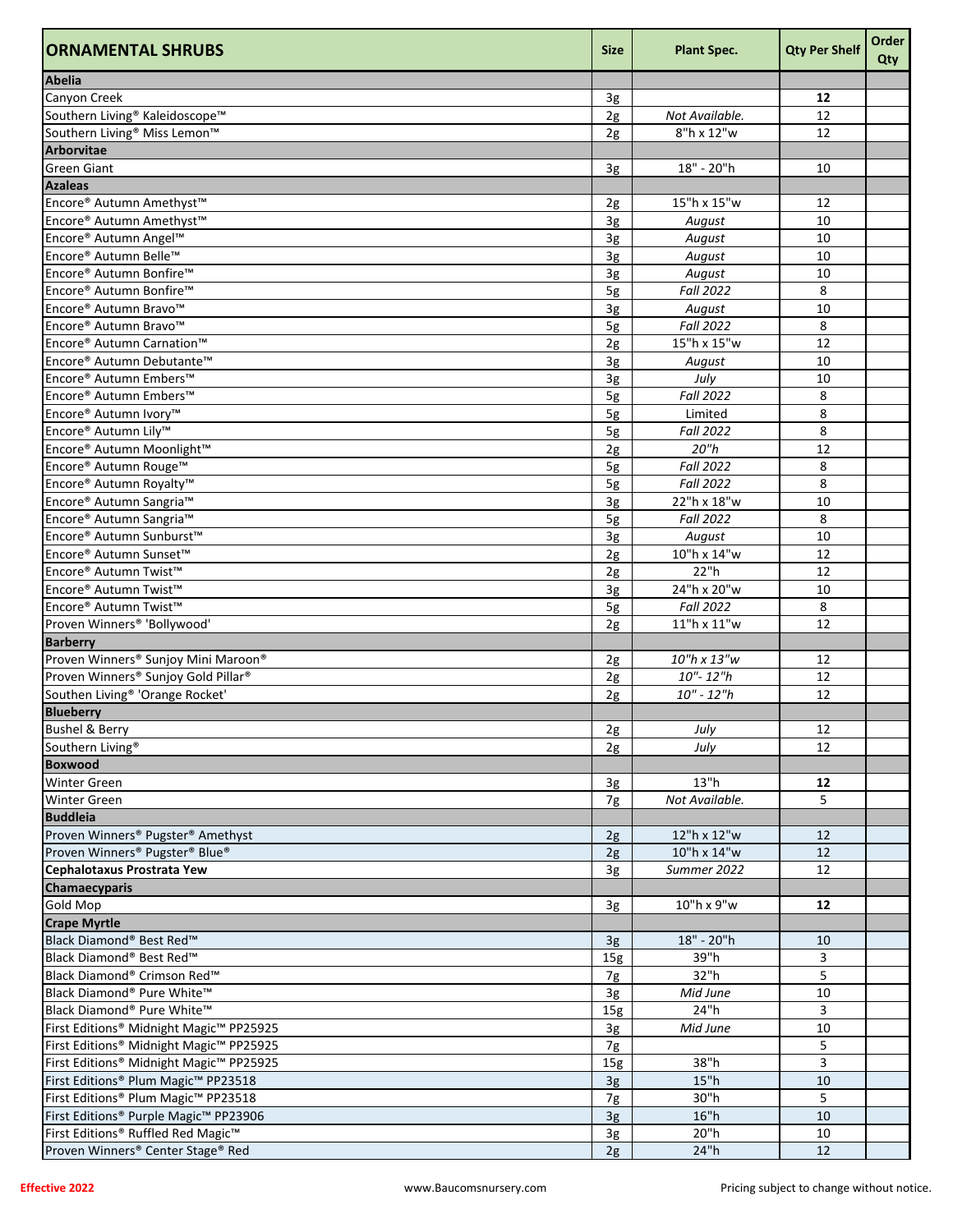| ORNAMENTAL SHRUBS | Size | Plant Spec. | Qty Per Shelf | Order Qty |
|---|---|---|---|---|
| **Abelia** | | | | |
| Canyon Creek | 3g | | **12** | |
| Southern Living® Kaleidoscope™ | 2g | *Not Available.* | 12 | |
| Southern Living® Miss Lemon™ | 2g | 8"h x 12"w | 12 | |
| **Arborvitae** | | | | |
| Green Giant | 3g | 18" - 20"h | 10 | |
| **Azaleas** | | | | |
| Encore® Autumn Amethyst™ | 2g | 15"h x 15"w | 12 | |
| Encore® Autumn Amethyst™ | 3g | *August* | 10 | |
| Encore® Autumn Angel™ | 3g | *August* | 10 | |
| Encore® Autumn Belle™ | 3g | *August* | 10 | |
| Encore® Autumn Bonfire™ | 3g | *August* | 10 | |
| Encore® Autumn Bonfire™ | 5g | *Fall 2022* | 8 | |
| Encore® Autumn Bravo™ | 3g | *August* | 10 | |
| Encore® Autumn Bravo™ | 5g | *Fall 2022* | 8 | |
| Encore® Autumn Carnation™ | 2g | 15"h x 15"w | 12 | |
| Encore® Autumn Debutante™ | 3g | *August* | 10 | |
| Encore® Autumn Embers™ | 3g | *July* | 10 | |
| Encore® Autumn Embers™ | 5g | *Fall 2022* | 8 | |
| Encore® Autumn Ivory™ | 5g | Limited | 8 | |
| Encore® Autumn Lily™ | 5g | *Fall 2022* | 8 | |
| Encore® Autumn Moonlight™ | 2g | *20"h* | 12 | |
| Encore® Autumn Rouge™ | 5g | *Fall 2022* | 8 | |
| Encore® Autumn Royalty™ | 5g | *Fall 2022* | 8 | |
| Encore® Autumn Sangria™ | 3g | 22"h x 18"w | 10 | |
| Encore® Autumn Sangria™ | 5g | *Fall 2022* | 8 | |
| Encore® Autumn Sunburst™ | 3g | *August* | 10 | |
| Encore® Autumn Sunset™ | 2g | 10"h x 14"w | 12 | |
| Encore® Autumn Twist™ | 2g | 22"h | 12 | |
| Encore® Autumn Twist™ | 3g | 24"h x 20"w | 10 | |
| Encore® Autumn Twist™ | 5g | *Fall 2022* | 8 | |
| Proven Winners® 'Bollywood' | 2g | 11"h x 11"w | 12 | |
| **Barberry** | | | | |
| Proven Winners® Sunjoy Mini Maroon® | 2g | *10"h x 13"w* | 12 | |
| Proven Winners® Sunjoy Gold Pillar® | 2g | *10"- 12"h* | 12 | |
| Southen Living® 'Orange Rocket' | 2g | *10" - 12"h* | 12 | |
| **Blueberry** | | | | |
| Bushel & Berry | 2g | *July* | 12 | |
| Southern Living® | 2g | *July* | 12 | |
| **Boxwood** | | | | |
| Winter Green | 3g | 13"h | **12** | |
| Winter Green | 7g | *Not Available.* | 5 | |
| **Buddleia** | | | | |
| Proven Winners® Pugster® Amethyst | 2g | 12"h x 12"w | 12 | |
| Proven Winners® Pugster® Blue® | 2g | 10"h x 14"w | 12 | |
| **Cephalotaxus Prostrata Yew** | 3g | *Summer 2022* | 12 | |
| **Chamaecyparis** | | | | |
| Gold Mop | 3g | 10"h x 9"w | **12** | |
| **Crape Myrtle** | | | | |
| Black Diamond® Best Red™ | 3g | 18" - 20"h | 10 | |
| Black Diamond® Best Red™ | 15g | 39"h | 3 | |
| Black Diamond® Crimson Red™ | 7g | 32"h | 5 | |
| Black Diamond® Pure White™ | 3g | *Mid June* | 10 | |
| Black Diamond® Pure White™ | 15g | 24"h | 3 | |
| First Editions® Midnight Magic™ PP25925 | 3g | *Mid June* | 10 | |
| First Editions® Midnight Magic™ PP25925 | 7g | | 5 | |
| First Editions® Midnight Magic™ PP25925 | 15g | 38"h | 3 | |
| First Editions® Plum Magic™ PP23518 | 3g | 15"h | 10 | |
| First Editions® Plum Magic™ PP23518 | 7g | 30"h | 5 | |
| First Editions® Purple Magic™ PP23906 | 3g | 16"h | 10 | |
| First Editions® Ruffled Red Magic™ | 3g | 20"h | 10 | |
| Proven Winners® Center Stage® Red | 2g | 24"h | 12 | |

**Effective 2022** www.Baucomsnursery.com Pricing subject to change without notice.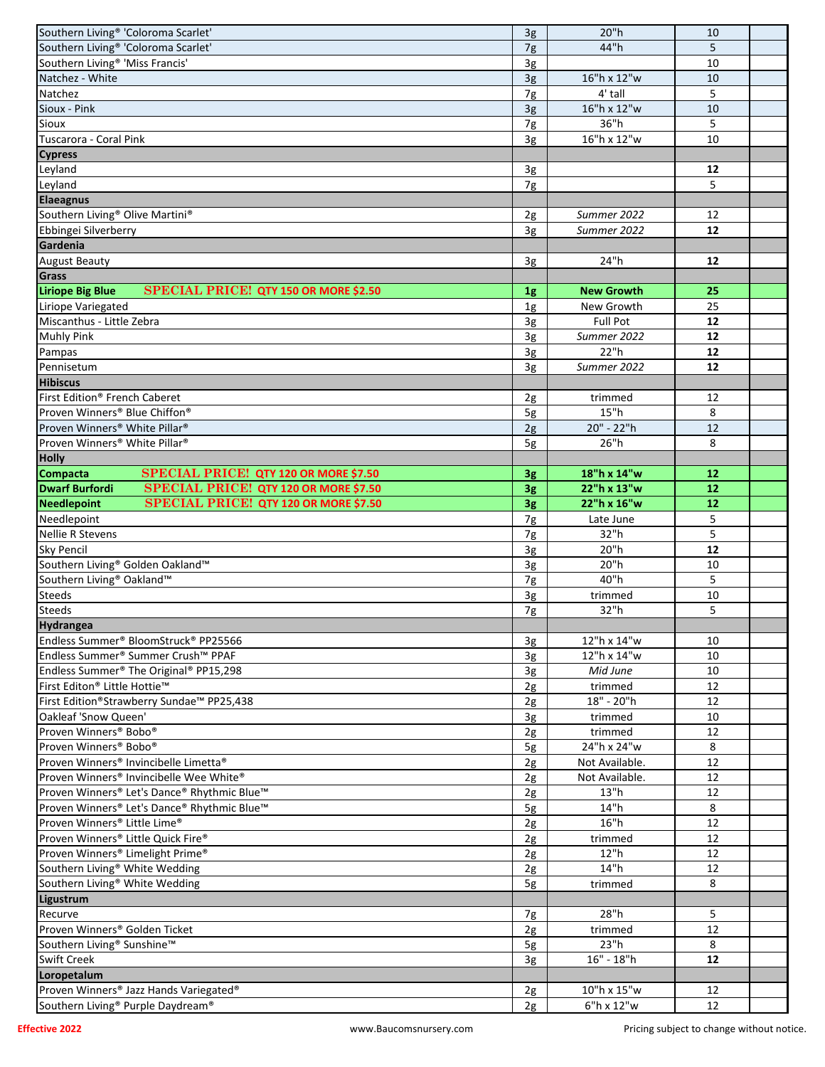| | | | | |
|---|---|---|---|---|
| Southern Living® 'Coloroma Scarlet' | 3g | 20"h | 10 | |
| Southern Living® 'Coloroma Scarlet' | 7g | 44"h | 5 | |
| Southern Living® 'Miss Francis' | 3g | | 10 | |
| Natchez - White | 3g | 16"h x 12"w | 10 | |
| Natchez | 7g | 4' tall | 5 | |
| Sioux - Pink | 3g | 16"h x 12"w | 10 | |
| Sioux | 7g | 36"h | 5 | |
| Tuscarora - Coral Pink | 3g | 16"h x 12"w | 10 | |
| **Cypress** | | | | |
| Leyland | 3g | | **12** | |
| Leyland | 7g | | 5 | |
| **Elaeagnus** | | | | |
| Southern Living® Olive Martini® | 2g | *Summer 2022* | 12 | |
| Ebbingei Silverberry | 3g | *Summer 2022* | **12** | |
| **Gardenia** | | | | |
| August Beauty | 3g | 24"h | **12** | |
| **Grass** | | | | |
| **Liriope Big Blue** SPECIAL PRICE! QTY 150 OR MORE $2.50 | **1g** | **New Growth** | **25** | |
| Liriope Variegated | 1g | New Growth | 25 | |
| Miscanthus - Little Zebra | 3g | Full Pot | **12** | |
| Muhly Pink | 3g | *Summer 2022* | **12** | |
| Pampas | 3g | 22"h | **12** | |
| Pennisetum | 3g | *Summer 2022* | **12** | |
| **Hibiscus** | | | | |
| First Edition® French Caberet | 2g | trimmed | 12 | |
| Proven Winners® Blue Chiffon® | 5g | 15"h | 8 | |
| Proven Winners® White Pillar® | 2g | 20" - 22"h | 12 | |
| Proven Winners® White Pillar® | 5g | 26"h | 8 | |
| **Holly** | | | | |
| **Compacta** SPECIAL PRICE! QTY 120 OR MORE $7.50 | **3g** | **18"h x 14"w** | **12** | |
| **Dwarf Burfordi** SPECIAL PRICE! QTY 120 OR MORE $7.50 | **3g** | **22"h x 13"w** | **12** | |
| **Needlepoint** SPECIAL PRICE! QTY 120 OR MORE $7.50 | **3g** | **22"h x 16"w** | **12** | |
| Needlepoint | 7g | Late June | 5 | |
| Nellie R Stevens | 7g | 32"h | 5 | |
| Sky Pencil | 3g | 20"h | **12** | |
| Southern Living® Golden Oakland™ | 3g | 20"h | 10 | |
| Southern Living® Oakland™ | 7g | 40"h | 5 | |
| Steeds | 3g | trimmed | 10 | |
| Steeds | 7g | 32"h | 5 | |
| **Hydrangea** | | | | |
| Endless Summer® BloomStruck® PP25566 | 3g | 12"h x 14"w | 10 | |
| Endless Summer® Summer Crush™ PPAF | 3g | 12"h x 14"w | 10 | |
| Endless Summer® The Original® PP15,298 | 3g | *Mid June* | 10 | |
| First Editon® Little Hottie™ | 2g | trimmed | 12 | |
| First Edition®Strawberry Sundae™ PP25,438 | 2g | 18" - 20"h | 12 | |
| Oakleaf 'Snow Queen' | 3g | trimmed | 10 | |
| Proven Winners® Bobo® | 2g | trimmed | 12 | |
| Proven Winners® Bobo® | 5g | 24"h x 24"w | 8 | |
| Proven Winners® Invincibelle Limetta® | 2g | Not Available. | 12 | |
| Proven Winners® Invincibelle Wee White® | 2g | Not Available. | 12 | |
| Proven Winners® Let's Dance® Rhythmic Blue™ | 2g | 13"h | 12 | |
| Proven Winners® Let's Dance® Rhythmic Blue™ | 5g | 14"h | 8 | |
| Proven Winners® Little Lime® | 2g | 16"h | 12 | |
| Proven Winners® Little Quick Fire® | 2g | trimmed | 12 | |
| Proven Winners® Limelight Prime® | 2g | 12"h | 12 | |
| Southern Living® White Wedding | 2g | 14"h | 12 | |
| Southern Living® White Wedding | 5g | trimmed | 8 | |
| **Ligustrum** | | | | |
| Recurve | 7g | 28"h | 5 | |
| Proven Winners® Golden Ticket | 2g | trimmed | 12 | |
| Southern Living® Sunshine™ | 5g | 23"h | 8 | |
| Swift Creek | 3g | 16" - 18"h | **12** | |
| **Loropetalum** | | | | |
| Proven Winners® Jazz Hands Variegated® | 2g | 10"h x 15"w | 12 | |
| Southern Living® Purple Daydream® | 2g | 6"h x 12"w | 12 | |

Effective 2022 www.Baucomsnursery.com Pricing subject to change without notice.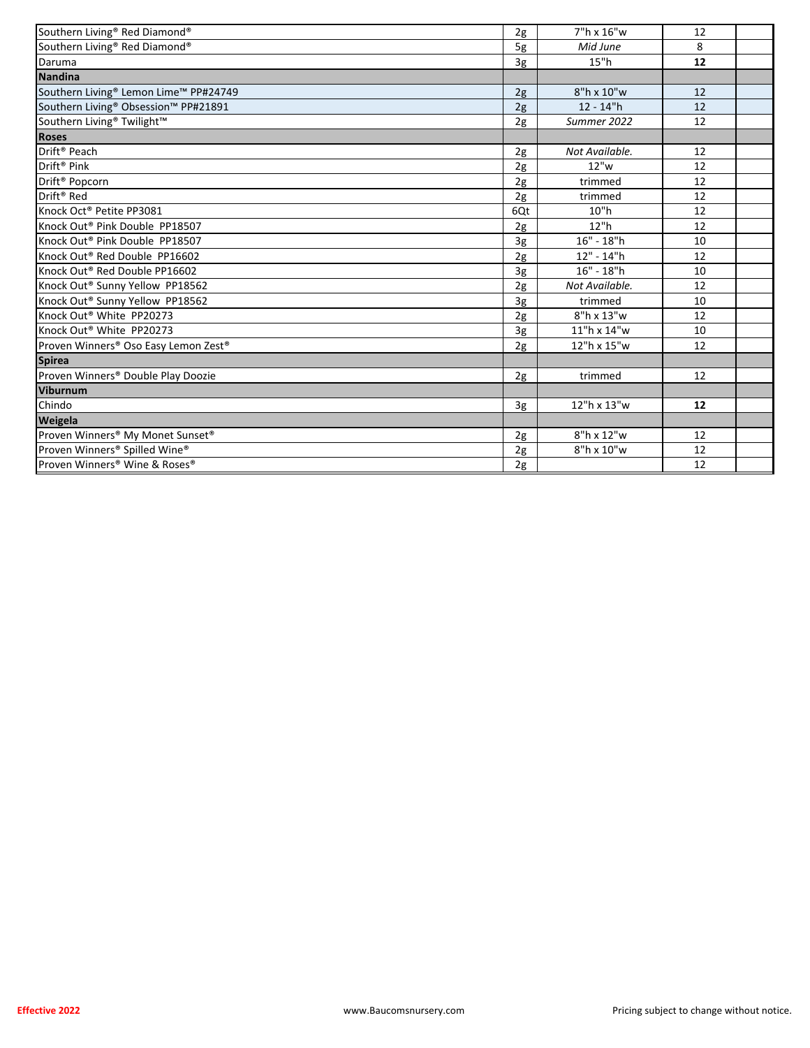| | | | | |
|---|---|---|---|---|
| Southern Living® Red Diamond® | 2g | 7"h x 16"w | 12 | |
| Southern Living® Red Diamond® | 5g | *Mid June* | 8 | |
| Daruma | 3g | 15"h | **12** | |
| **Nandina** | | | | |
| Southern Living® Lemon Lime™ PP#24749 | 2g | 8"h x 10"w | 12 | |
| Southern Living® Obsession™ PP#21891 | 2g | 12 - 14"h | 12 | |
| Southern Living® Twilight™ | 2g | *Summer 2022* | 12 | |
| **Roses** | | | | |
| Drift® Peach | 2g | *Not Available.* | 12 | |
| Drift® Pink | 2g | 12"w | 12 | |
| Drift® Popcorn | 2g | trimmed | 12 | |
| Drift® Red | 2g | trimmed | 12 | |
| Knock Oct® Petite PP3081 | 6Qt | 10"h | 12 | |
| Knock Out® Pink Double PP18507 | 2g | 12"h | 12 | |
| Knock Out® Pink Double PP18507 | 3g | 16" - 18"h | 10 | |
| Knock Out® Red Double PP16602 | 2g | 12" - 14"h | 12 | |
| Knock Out® Red Double PP16602 | 3g | 16" - 18"h | 10 | |
| Knock Out® Sunny Yellow PP18562 | 2g | *Not Available.* | 12 | |
| Knock Out® Sunny Yellow PP18562 | 3g | trimmed | 10 | |
| Knock Out® White PP20273 | 2g | 8"h x 13"w | 12 | |
| Knock Out® White PP20273 | 3g | 11"h x 14"w | 10 | |
| Proven Winners® Oso Easy Lemon Zest® | 2g | 12"h x 15"w | 12 | |
| **Spirea** | | | | |
| Proven Winners® Double Play Doozie | 2g | trimmed | 12 | |
| **Viburnum** | | | | |
| Chindo | 3g | 12"h x 13"w | **12** | |
| **Weigela** | | | | |
| Proven Winners® My Monet Sunset® | 2g | 8"h x 12"w | 12 | |
| Proven Winners® Spilled Wine® | 2g | 8"h x 10"w | 12 | |
| Proven Winners® Wine & Roses® | 2g | | 12 | |

**Effective 2022** www.Baucomsnursery.com Pricing subject to change without notice.